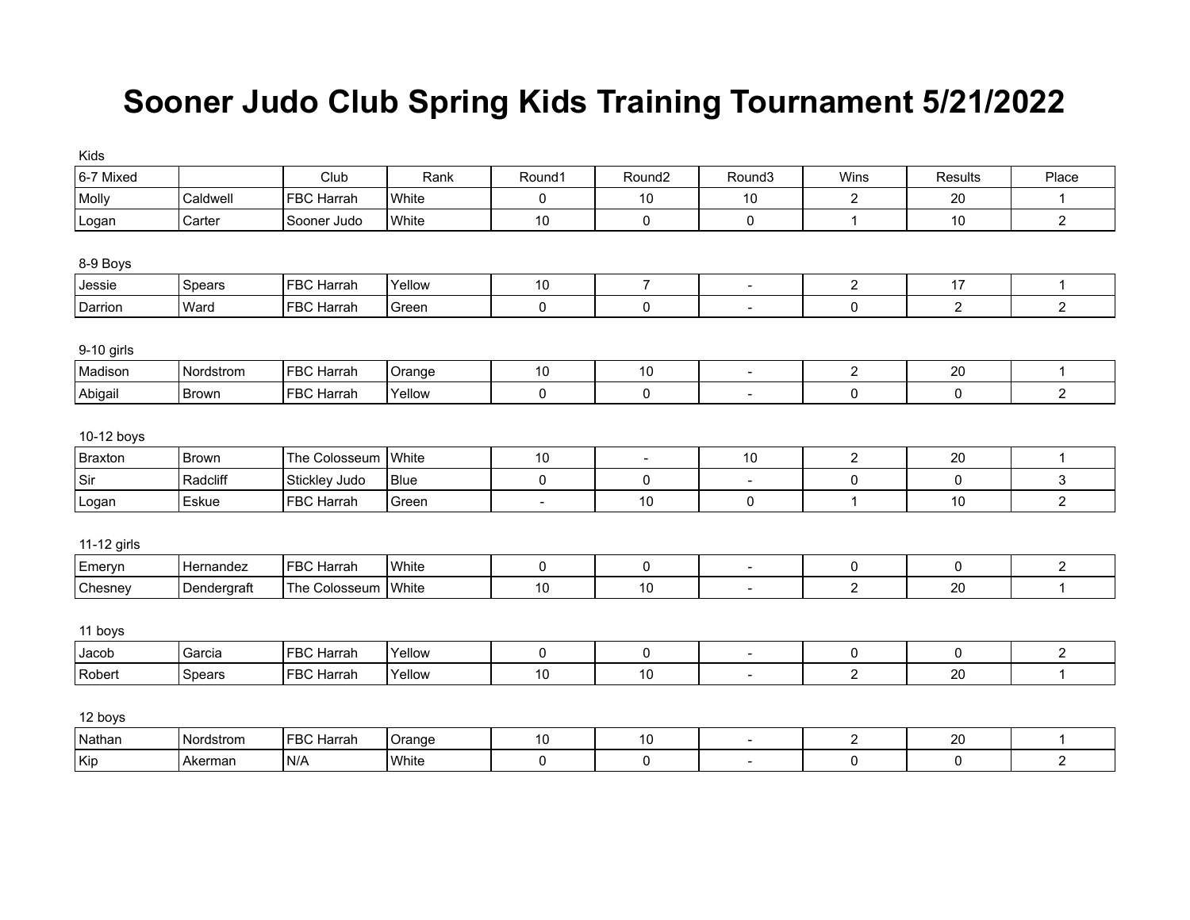# Sooner Judo Club Spring Kids Training Tournament 5/21/2022

Kids

| 6-7 Mixed | | Club | Rank | Round1 | Round2 | Round3 | Wins | Results | Place |
|---|---|---|---|---|---|---|---|---|---|
| Molly | Caldwell | FBC Harrah | White | 0 | 10 | 10 | 2 | 20 | 1 |
| Logan | Carter | Sooner Judo | White | 10 | 0 | 0 | 1 | 10 | 2 |

8-9 Boys

| | | | | | | | | | |
|---|---|---|---|---|---|---|---|---|---|
| Jessie | Spears | FBC Harrah | Yellow | 10 | 7 | - | 2 | 17 | 1 |
| Darrion | Ward | FBC Harrah | Green | 0 | 0 | - | 0 | 2 | 2 |

9-10 girls

| | | | | | | | | | |
|---|---|---|---|---|---|---|---|---|---|
| Madison | Nordstrom | FBC Harrah | Orange | 10 | 10 | - | 2 | 20 | 1 |
| Abigail | Brown | FBC Harrah | Yellow | 0 | 0 | - | 0 | 0 | 2 |

10-12 boys

| | | | | | | | | | |
|---|---|---|---|---|---|---|---|---|---|
| Braxton | Brown | The Colosseum | White | 10 | - | 10 | 2 | 20 | 1 |
| Sir | Radcliff | Stickley Judo | Blue | 0 | 0 | - | 0 | 0 | 3 |
| Logan | Eskue | FBC Harrah | Green | - | 10 | 0 | 1 | 10 | 2 |

11-12 girls

| | | | | | | | | | |
|---|---|---|---|---|---|---|---|---|---|
| Emeryn | Hernandez | FBC Harrah | White | 0 | 0 | - | 0 | 0 | 2 |
| Chesney | Dendergraft | The Colosseum | White | 10 | 10 | - | 2 | 20 | 1 |

11 boys

| | | | | | | | | | |
|---|---|---|---|---|---|---|---|---|---|
| Jacob | Garcia | FBC Harrah | Yellow | 0 | 0 | - | 0 | 0 | 2 |
| Robert | Spears | FBC Harrah | Yellow | 10 | 10 | - | 2 | 20 | 1 |

12 boys

| | | | | | | | | | |
|---|---|---|---|---|---|---|---|---|---|
| Nathan | Nordstrom | FBC Harrah | Orange | 10 | 10 | - | 2 | 20 | 1 |
| Kip | Akerman | N/A | White | 0 | 0 | - | 0 | 0 | 2 |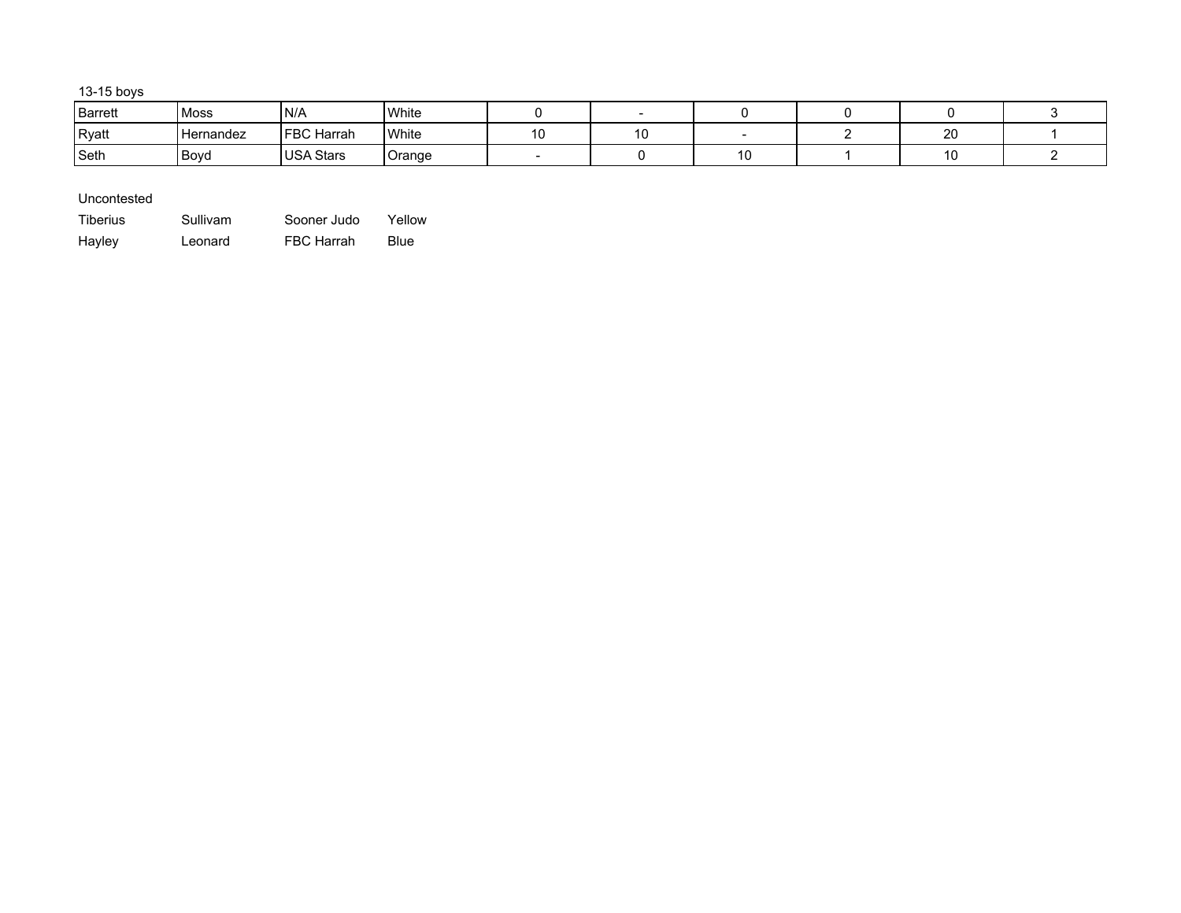13-15 boys

| | | | | | | | | | |
|---|---|---|---|---|---|---|---|---|---|
| Barrett | Moss | N/A | White | 0 | - | 0 | 0 | 0 | 3 |
| Ryatt | Hernandez | FBC Harrah | White | 10 | 10 | - | 2 | 20 | 1 |
| Seth | Boyd | USA Stars | Orange | - | 0 | 10 | 1 | 10 | 2 |

Uncontested

| | | | |
|---|---|---|---|
| Tiberius | Sullivam | Sooner Judo | Yellow |
| Hayley | Leonard | FBC Harrah | Blue |